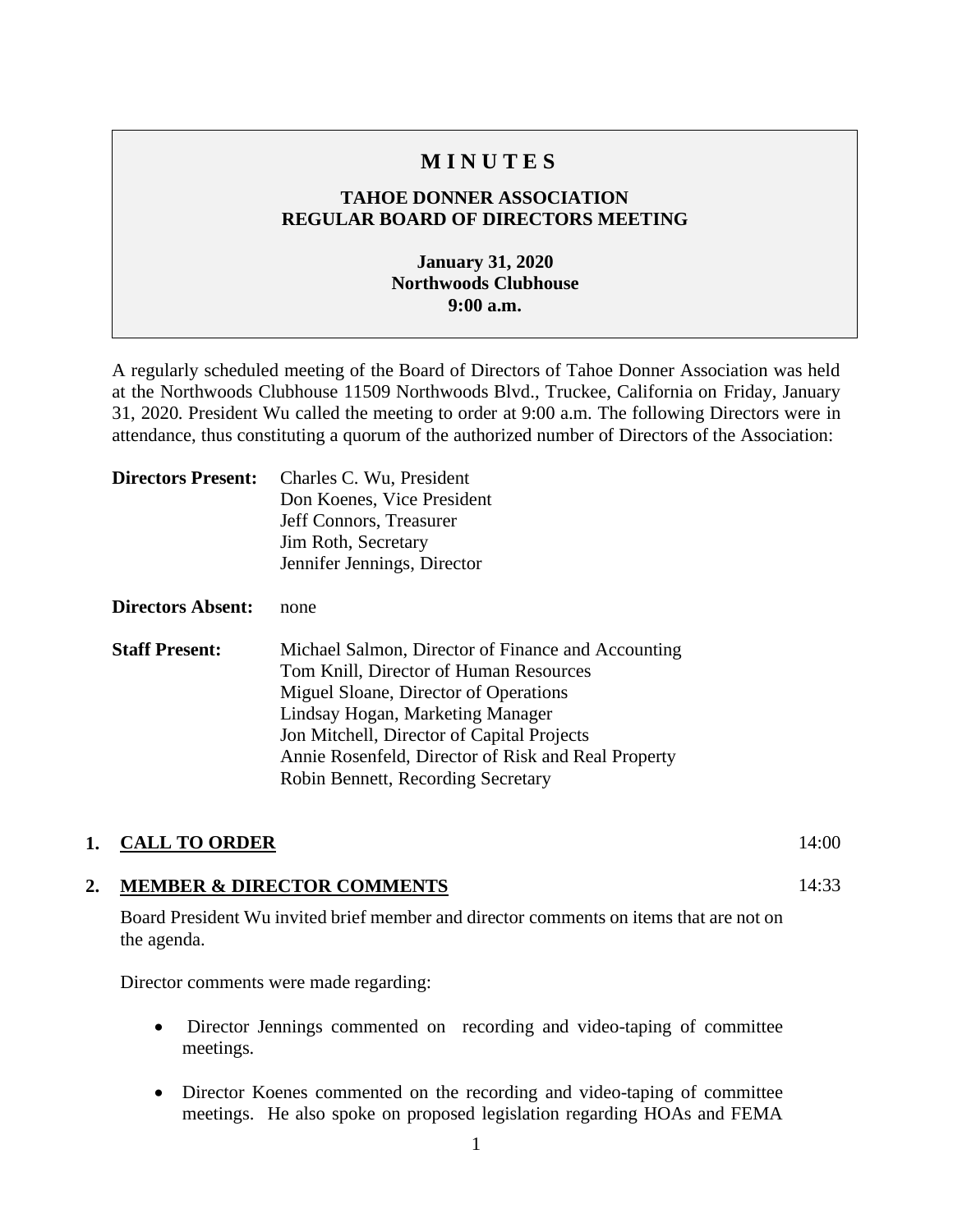# M I N U T E S

## TAHOE DONNER ASSOCIATION
## REGULAR BOARD OF DIRECTORS MEETING

**January 31, 2020**
**Northwoods Clubhouse**
**9:00 a.m.**

A regularly scheduled meeting of the Board of Directors of Tahoe Donner Association was held at the Northwoods Clubhouse 11509 Northwoods Blvd., Truckee, California on Friday, January 31, 2020. President Wu called the meeting to order at 9:00 a.m. The following Directors were in attendance, thus constituting a quorum of the authorized number of Directors of the Association:

**Directors Present:** Charles C. Wu, President
Don Koenes, Vice President
Jeff Connors, Treasurer
Jim Roth, Secretary
Jennifer Jennings, Director

**Directors Absent:** none

**Staff Present:** Michael Salmon, Director of Finance and Accounting
Tom Knill, Director of Human Resources
Miguel Sloane, Director of Operations
Lindsay Hogan, Marketing Manager
Jon Mitchell, Director of Capital Projects
Annie Rosenfeld, Director of Risk and Real Property
Robin Bennett, Recording Secretary

**1. CALL TO ORDER** 14:00

**2. MEMBER & DIRECTOR COMMENTS** 14:33

Board President Wu invited brief member and director comments on items that are not on the agenda.

Director comments were made regarding:

- Director Jennings commented on recording and video-taping of committee meetings.
- Director Koenes commented on the recording and video-taping of committee meetings. He also spoke on proposed legislation regarding HOAs and FEMA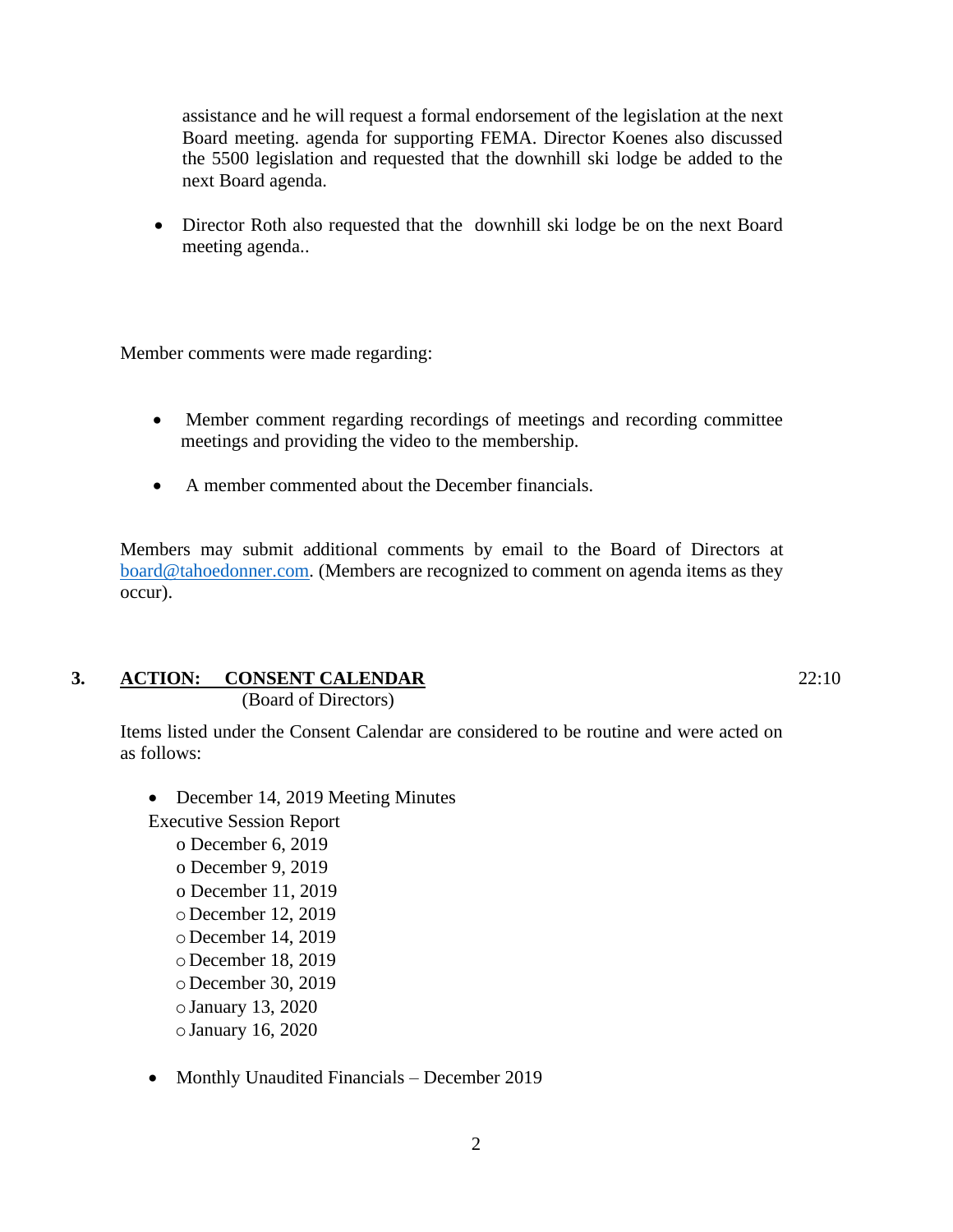assistance and he will request a formal endorsement of the legislation at the next Board meeting. agenda for supporting FEMA. Director Koenes also discussed the 5500 legislation and requested that the downhill ski lodge be added to the next Board agenda.

- Director Roth also requested that the downhill ski lodge be on the next Board meeting agenda..

Member comments were made regarding:

- Member comment regarding recordings of meetings and recording committee meetings and providing the video to the membership.
- A member commented about the December financials.

Members may submit additional comments by email to the Board of Directors at board@tahoedonner.com. (Members are recognized to comment on agenda items as they occur).

## 3. ACTION: CONSENT CALENDAR 22:10

(Board of Directors)

Items listed under the Consent Calendar are considered to be routine and were acted on as follows:

- December 14, 2019 Meeting Minutes

Executive Session Report

- o December 6, 2019
- o December 9, 2019
- o December 11, 2019
- o December 12, 2019
- o December 14, 2019
- o December 18, 2019
- o December 30, 2019
- o January 13, 2020
- o January 16, 2020

- Monthly Unaudited Financials – December 2019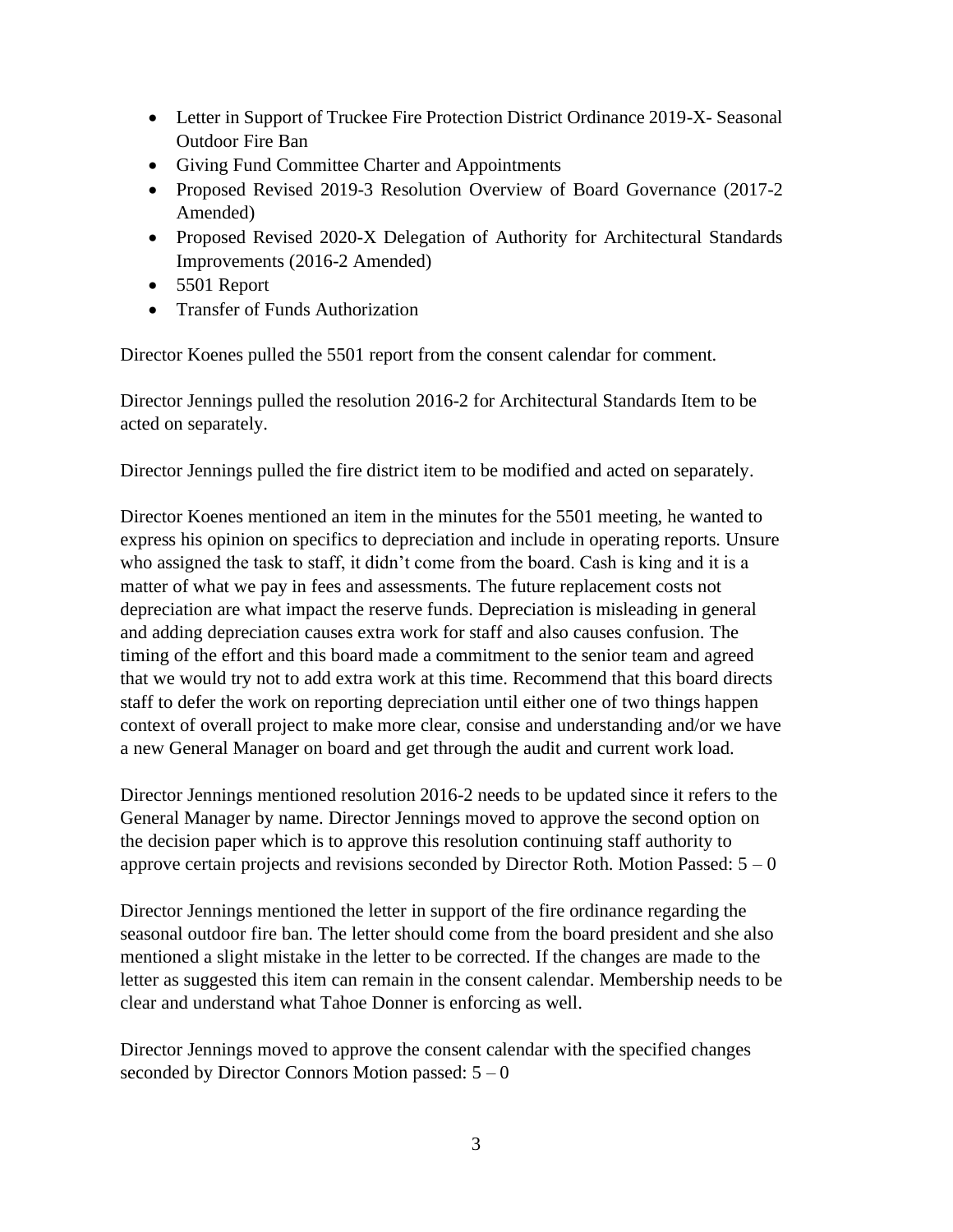- Letter in Support of Truckee Fire Protection District Ordinance 2019-X- Seasonal Outdoor Fire Ban
- Giving Fund Committee Charter and Appointments
- Proposed Revised 2019-3 Resolution Overview of Board Governance (2017-2 Amended)
- Proposed Revised 2020-X Delegation of Authority for Architectural Standards Improvements (2016-2 Amended)
- 5501 Report
- Transfer of Funds Authorization

Director Koenes pulled the 5501 report from the consent calendar for comment.

Director Jennings pulled the resolution 2016-2 for Architectural Standards Item to be acted on separately.

Director Jennings pulled the fire district item to be modified and acted on separately.

Director Koenes mentioned an item in the minutes for the 5501 meeting, he wanted to express his opinion on specifics to depreciation and include in operating reports. Unsure who assigned the task to staff, it didn't come from the board. Cash is king and it is a matter of what we pay in fees and assessments. The future replacement costs not depreciation are what impact the reserve funds. Depreciation is misleading in general and adding depreciation causes extra work for staff and also causes confusion. The timing of the effort and this board made a commitment to the senior team and agreed that we would try not to add extra work at this time. Recommend that this board directs staff to defer the work on reporting depreciation until either one of two things happen context of overall project to make more clear, consise and understanding and/or we have a new General Manager on board and get through the audit and current work load.

Director Jennings mentioned resolution 2016-2 needs to be updated since it refers to the General Manager by name. Director Jennings moved to approve the second option on the decision paper which is to approve this resolution continuing staff authority to approve certain projects and revisions seconded by Director Roth. Motion Passed: 5 – 0

Director Jennings mentioned the letter in support of the fire ordinance regarding the seasonal outdoor fire ban. The letter should come from the board president and she also mentioned a slight mistake in the letter to be corrected. If the changes are made to the letter as suggested this item can remain in the consent calendar. Membership needs to be clear and understand what Tahoe Donner is enforcing as well.

Director Jennings moved to approve the consent calendar with the specified changes seconded by Director Connors Motion passed: 5 – 0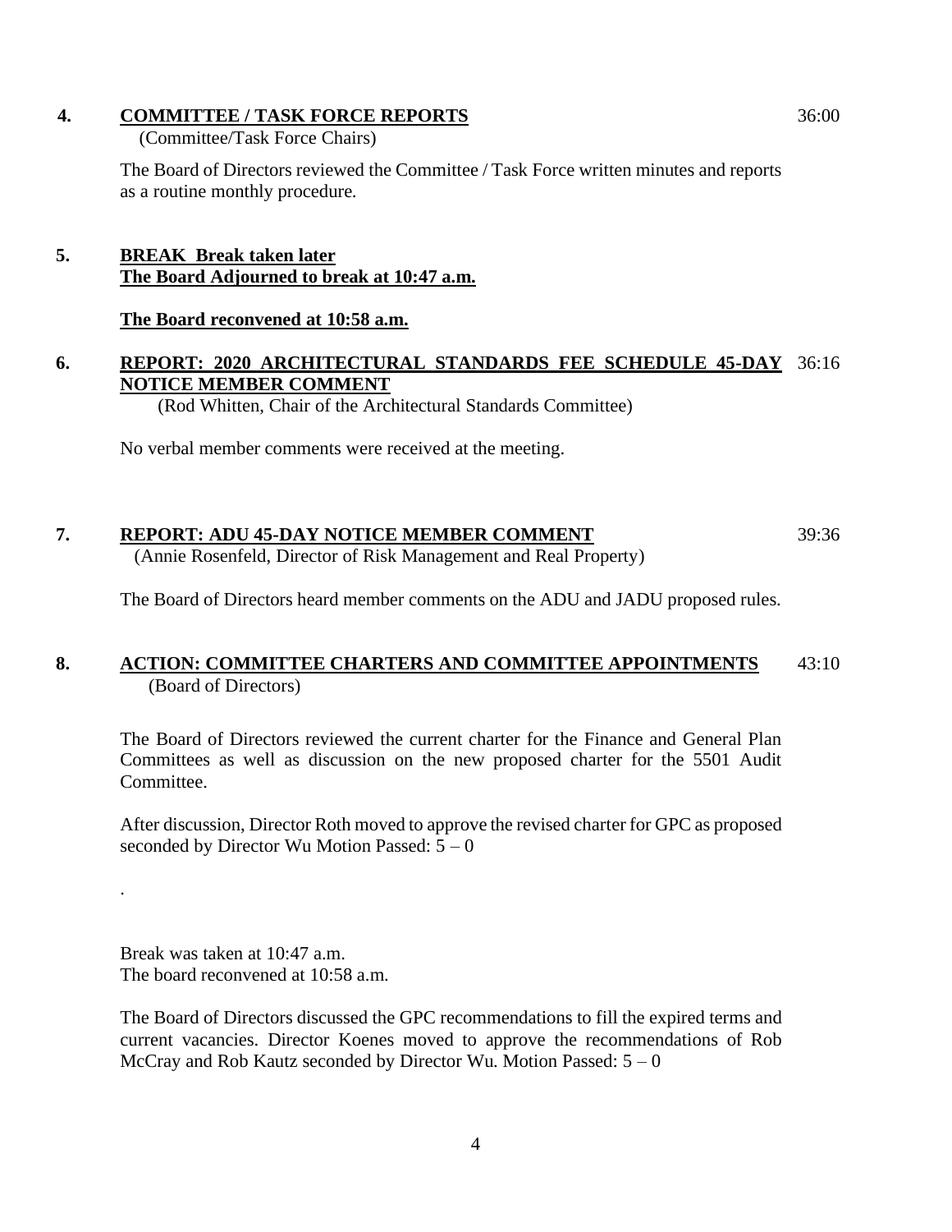**4. COMMITTEE / TASK FORCE REPORTS** 36:00

(Committee/Task Force Chairs)

The Board of Directors reviewed the Committee / Task Force written minutes and reports as a routine monthly procedure.

**5. BREAK Break taken later**
**The Board Adjourned to break at 10:47 a.m.**

**The Board reconvened at 10:58 a.m.**

**6. REPORT: 2020 ARCHITECTURAL STANDARDS FEE SCHEDULE 45-DAY NOTICE MEMBER COMMENT** 36:16

(Rod Whitten, Chair of the Architectural Standards Committee)

No verbal member comments were received at the meeting.

**7. REPORT: ADU 45-DAY NOTICE MEMBER COMMENT** 39:36

(Annie Rosenfeld, Director of Risk Management and Real Property)

The Board of Directors heard member comments on the ADU and JADU proposed rules.

**8. ACTION: COMMITTEE CHARTERS AND COMMITTEE APPOINTMENTS** 43:10

(Board of Directors)

The Board of Directors reviewed the current charter for the Finance and General Plan Committees as well as discussion on the new proposed charter for the 5501 Audit Committee.

After discussion, Director Roth moved to approve the revised charter for GPC as proposed seconded by Director Wu Motion Passed: 5 – 0

.

Break was taken at 10:47 a.m.
The board reconvened at 10:58 a.m.

The Board of Directors discussed the GPC recommendations to fill the expired terms and current vacancies. Director Koenes moved to approve the recommendations of Rob McCray and Rob Kautz seconded by Director Wu. Motion Passed: 5 – 0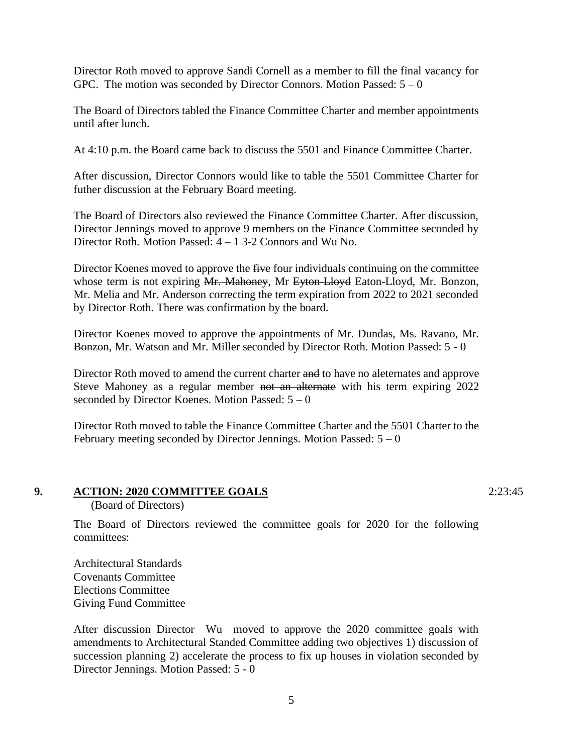Director Roth moved to approve Sandi Cornell as a member to fill the final vacancy for GPC. The motion was seconded by Director Connors. Motion Passed: 5 – 0

The Board of Directors tabled the Finance Committee Charter and member appointments until after lunch.

At 4:10 p.m. the Board came back to discuss the 5501 and Finance Committee Charter.

After discussion, Director Connors would like to table the 5501 Committee Charter for futher discussion at the February Board meeting.

The Board of Directors also reviewed the Finance Committee Charter. After discussion, Director Jennings moved to approve 9 members on the Finance Committee seconded by Director Roth. Motion Passed: ~~4 – 1~~ 3-2 Connors and Wu No.

Director Koenes moved to approve the ~~five~~ four individuals continuing on the committee whose term is not expiring ~~Mr. Mahoney~~, Mr ~~Eyton-Lloyd~~ Eaton-Lloyd, Mr. Bonzon, Mr. Melia and Mr. Anderson correcting the term expiration from 2022 to 2021 seconded by Director Roth. There was confirmation by the board.

Director Koenes moved to approve the appointments of Mr. Dundas, Ms. Ravano, ~~Mr. Bonzon~~, Mr. Watson and Mr. Miller seconded by Director Roth. Motion Passed: 5 - 0

Director Roth moved to amend the current charter ~~and~~ to have no aleternates and approve Steve Mahoney as a regular member ~~not an alternate~~ with his term expiring 2022 seconded by Director Koenes. Motion Passed: 5 – 0

Director Roth moved to table the Finance Committee Charter and the 5501 Charter to the February meeting seconded by Director Jennings. Motion Passed: 5 – 0

## 9. ACTION: 2020 COMMITTEE GOALS 2:23:45

(Board of Directors)

The Board of Directors reviewed the committee goals for 2020 for the following committees:

Architectural Standards
Covenants Committee
Elections Committee
Giving Fund Committee

After discussion Director Wu moved to approve the 2020 committee goals with amendments to Architectural Standed Committee adding two objectives 1) discussion of succession planning 2) accelerate the process to fix up houses in violation seconded by Director Jennings. Motion Passed: 5 - 0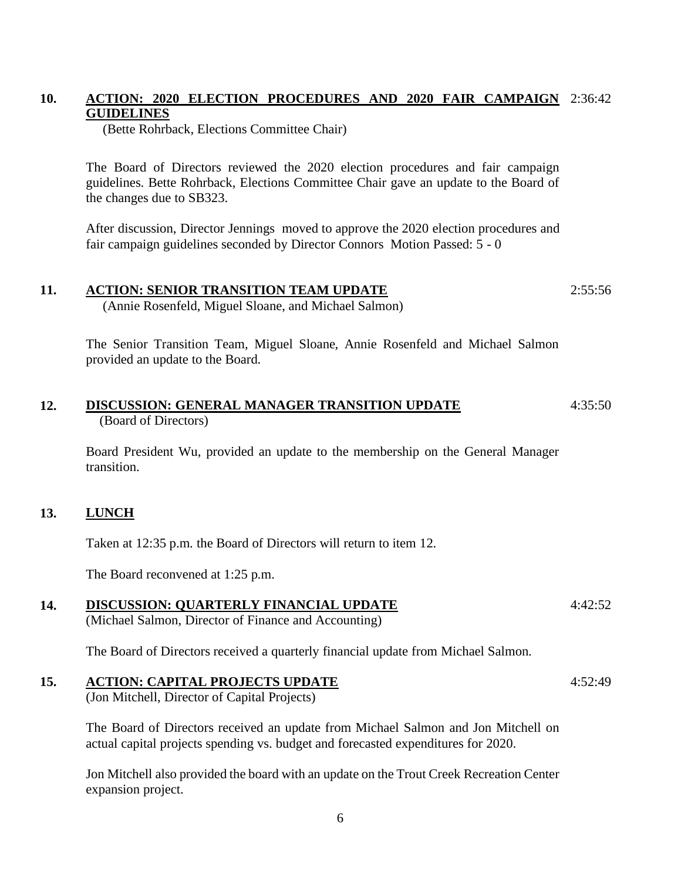**10.** **ACTION: 2020 ELECTION PROCEDURES AND 2020 FAIR CAMPAIGN GUIDELINES** 2:36:42
(Bette Rohrback, Elections Committee Chair)

The Board of Directors reviewed the 2020 election procedures and fair campaign guidelines. Bette Rohrback, Elections Committee Chair gave an update to the Board of the changes due to SB323.

After discussion, Director Jennings moved to approve the 2020 election procedures and fair campaign guidelines seconded by Director Connors Motion Passed: 5 - 0

**11.** **ACTION: SENIOR TRANSITION TEAM UPDATE** 2:55:56
(Annie Rosenfeld, Miguel Sloane, and Michael Salmon)

The Senior Transition Team, Miguel Sloane, Annie Rosenfeld and Michael Salmon provided an update to the Board.

**12.** **DISCUSSION: GENERAL MANAGER TRANSITION UPDATE** 4:35:50
(Board of Directors)

Board President Wu, provided an update to the membership on the General Manager transition.

**13.** **LUNCH**

Taken at 12:35 p.m. the Board of Directors will return to item 12.

The Board reconvened at 1:25 p.m.

**14.** **DISCUSSION: QUARTERLY FINANCIAL UPDATE** 4:42:52
(Michael Salmon, Director of Finance and Accounting)

The Board of Directors received a quarterly financial update from Michael Salmon.

**15.** **ACTION: CAPITAL PROJECTS UPDATE** 4:52:49
(Jon Mitchell, Director of Capital Projects)

The Board of Directors received an update from Michael Salmon and Jon Mitchell on actual capital projects spending vs. budget and forecasted expenditures for 2020.

Jon Mitchell also provided the board with an update on the Trout Creek Recreation Center expansion project.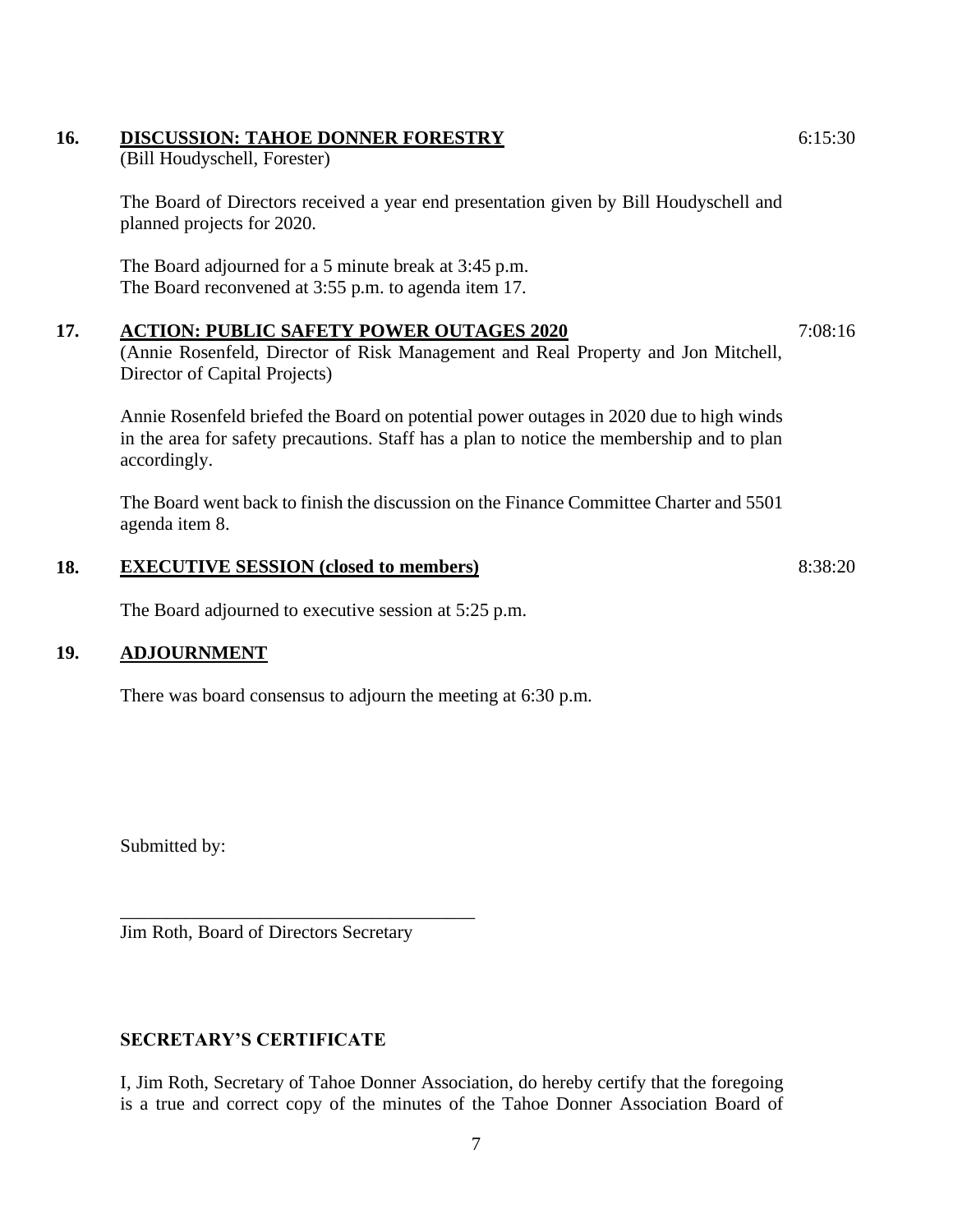**16. DISCUSSION: TAHOE DONNER FORESTRY** 6:15:30
(Bill Houdyschell, Forester)

The Board of Directors received a year end presentation given by Bill Houdyschell and planned projects for 2020.

The Board adjourned for a 5 minute break at 3:45 p.m.
The Board reconvened at 3:55 p.m. to agenda item 17.

**17. ACTION: PUBLIC SAFETY POWER OUTAGES 2020** 7:08:16
(Annie Rosenfeld, Director of Risk Management and Real Property and Jon Mitchell, Director of Capital Projects)

Annie Rosenfeld briefed the Board on potential power outages in 2020 due to high winds in the area for safety precautions. Staff has a plan to notice the membership and to plan accordingly.

The Board went back to finish the discussion on the Finance Committee Charter and 5501 agenda item 8.

**18. EXECUTIVE SESSION (closed to members)** 8:38:20

The Board adjourned to executive session at 5:25 p.m.

**19. ADJOURNMENT**

There was board consensus to adjourn the meeting at 6:30 p.m.

Submitted by:

\_\_\_\_\_\_\_\_\_\_\_\_\_\_\_\_\_\_\_\_\_\_\_\_\_\_\_\_\_\_\_\_\_\_\_\_\_\_
Jim Roth, Board of Directors Secretary

**SECRETARY'S CERTIFICATE**

I, Jim Roth, Secretary of Tahoe Donner Association, do hereby certify that the foregoing is a true and correct copy of the minutes of the Tahoe Donner Association Board of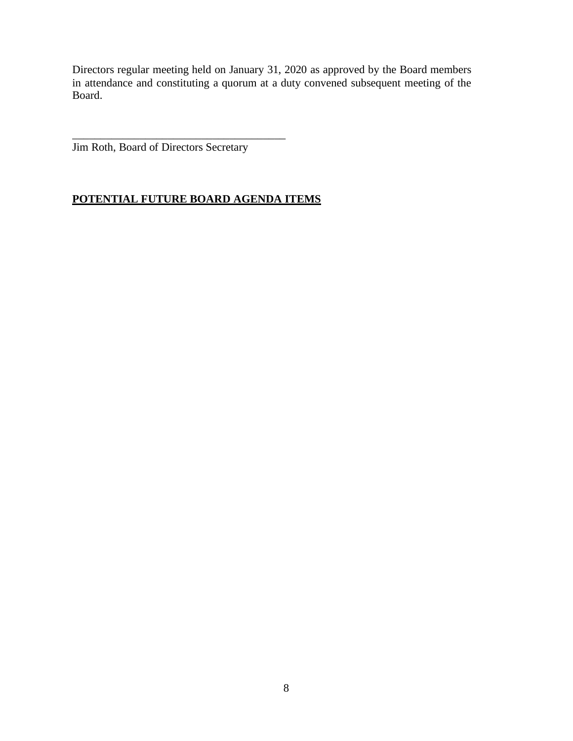Directors regular meeting held on January 31, 2020 as approved by the Board members in attendance and constituting a quorum at a duty convened subsequent meeting of the Board.

_______________________________________

Jim Roth, Board of Directors Secretary

**POTENTIAL FUTURE BOARD AGENDA ITEMS**